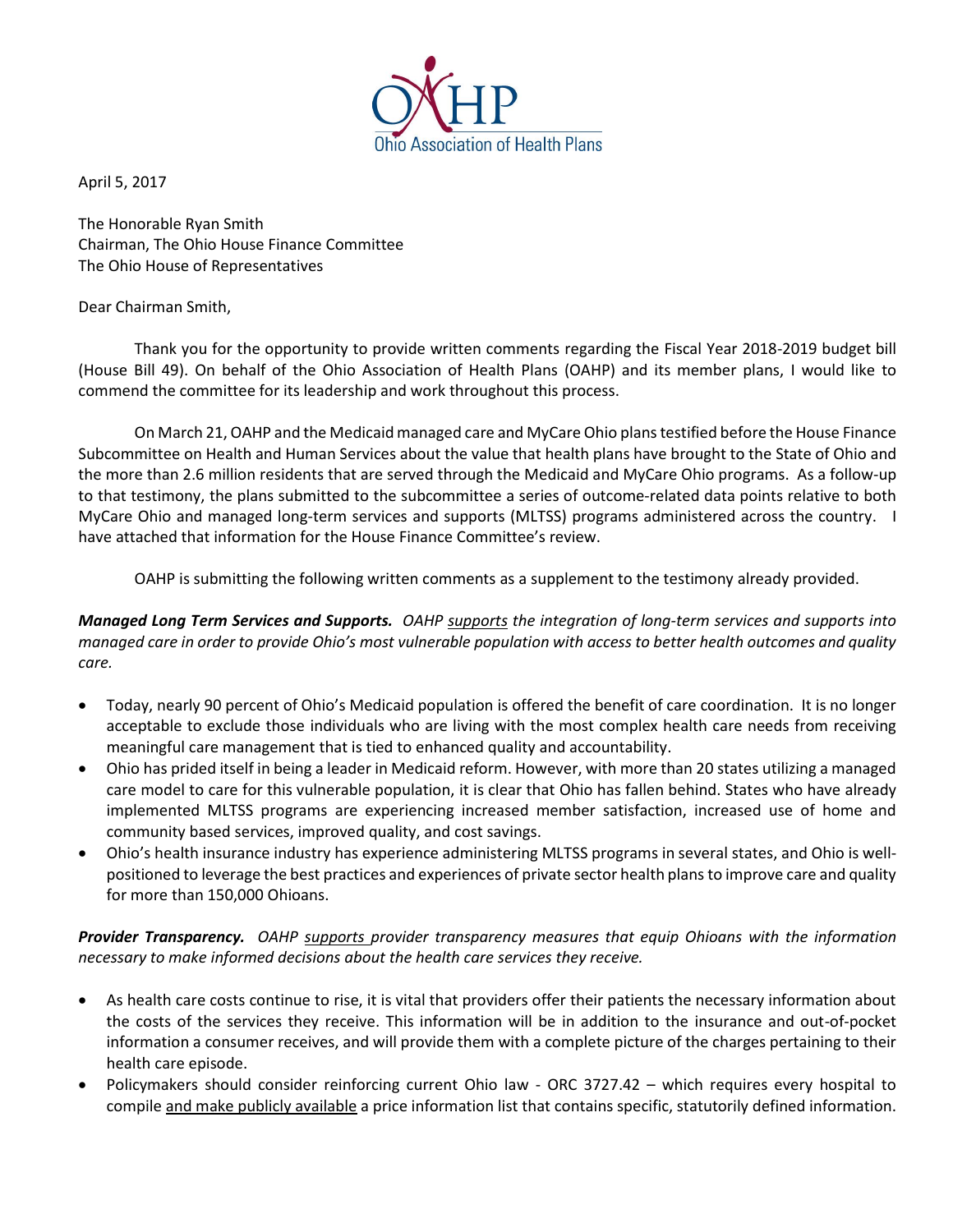OAHP
Ohio Association of Health Plans

April 5, 2017

The Honorable Ryan Smith
Chairman, The Ohio House Finance Committee
The Ohio House of Representatives

Dear Chairman Smith,

Thank you for the opportunity to provide written comments regarding the Fiscal Year 2018-2019 budget bill (House Bill 49). On behalf of the Ohio Association of Health Plans (OAHP) and its member plans, I would like to commend the committee for its leadership and work throughout this process.

On March 21, OAHP and the Medicaid managed care and MyCare Ohio plans testified before the House Finance Subcommittee on Health and Human Services about the value that health plans have brought to the State of Ohio and the more than 2.6 million residents that are served through the Medicaid and MyCare Ohio programs. As a follow-up to that testimony, the plans submitted to the subcommittee a series of outcome-related data points relative to both MyCare Ohio and managed long-term services and supports (MLTSS) programs administered across the country. I have attached that information for the House Finance Committee's review.

OAHP is submitting the following written comments as a supplement to the testimony already provided.

***Managed Long Term Services and Supports.*** *OAHP supports the integration of long-term services and supports into managed care in order to provide Ohio's most vulnerable population with access to better health outcomes and quality care.*

- Today, nearly 90 percent of Ohio's Medicaid population is offered the benefit of care coordination. It is no longer acceptable to exclude those individuals who are living with the most complex health care needs from receiving meaningful care management that is tied to enhanced quality and accountability.
- Ohio has prided itself in being a leader in Medicaid reform. However, with more than 20 states utilizing a managed care model to care for this vulnerable population, it is clear that Ohio has fallen behind. States who have already implemented MLTSS programs are experiencing increased member satisfaction, increased use of home and community based services, improved quality, and cost savings.
- Ohio's health insurance industry has experience administering MLTSS programs in several states, and Ohio is well-positioned to leverage the best practices and experiences of private sector health plans to improve care and quality for more than 150,000 Ohioans.

***Provider Transparency.*** *OAHP supports provider transparency measures that equip Ohioans with the information necessary to make informed decisions about the health care services they receive.*

- As health care costs continue to rise, it is vital that providers offer their patients the necessary information about the costs of the services they receive. This information will be in addition to the insurance and out-of-pocket information a consumer receives, and will provide them with a complete picture of the charges pertaining to their health care episode.
- Policymakers should consider reinforcing current Ohio law - ORC 3727.42 – which requires every hospital to compile and make publicly available a price information list that contains specific, statutorily defined information.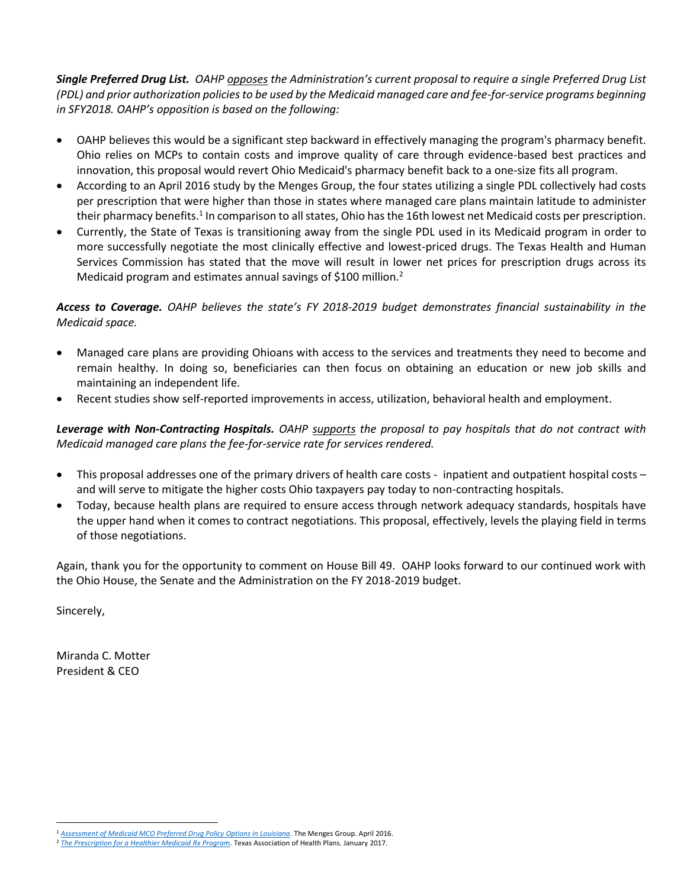***Single Preferred Drug List.*** *OAHP* *<u>opposes</u>* *the Administration's current proposal to require a single Preferred Drug List (PDL) and prior authorization policies to be used by the Medicaid managed care and fee-for-service programs beginning in SFY2018. OAHP's opposition is based on the following:*

- OAHP believes this would be a significant step backward in effectively managing the program's pharmacy benefit. Ohio relies on MCPs to contain costs and improve quality of care through evidence-based best practices and innovation, this proposal would revert Ohio Medicaid's pharmacy benefit back to a one-size fits all program.
- According to an April 2016 study by the Menges Group, the four states utilizing a single PDL collectively had costs per prescription that were higher than those in states where managed care plans maintain latitude to administer their pharmacy benefits.[1] In comparison to all states, Ohio has the 16th lowest net Medicaid costs per prescription.
- Currently, the State of Texas is transitioning away from the single PDL used in its Medicaid program in order to more successfully negotiate the most clinically effective and lowest-priced drugs. The Texas Health and Human Services Commission has stated that the move will result in lower net prices for prescription drugs across its Medicaid program and estimates annual savings of $100 million.[2]

***Access to Coverage.*** *OAHP believes the state's FY 2018-2019 budget demonstrates financial sustainability in the Medicaid space.*

- Managed care plans are providing Ohioans with access to the services and treatments they need to become and remain healthy. In doing so, beneficiaries can then focus on obtaining an education or new job skills and maintaining an independent life.
- Recent studies show self-reported improvements in access, utilization, behavioral health and employment.

***Leverage with Non-Contracting Hospitals.*** *OAHP* *<u>supports</u>* *the proposal to pay hospitals that do not contract with Medicaid managed care plans the fee-for-service rate for services rendered.*

- This proposal addresses one of the primary drivers of health care costs - inpatient and outpatient hospital costs – and will serve to mitigate the higher costs Ohio taxpayers pay today to non-contracting hospitals.
- Today, because health plans are required to ensure access through network adequacy standards, hospitals have the upper hand when it comes to contract negotiations. This proposal, effectively, levels the playing field in terms of those negotiations.

Again, thank you for the opportunity to comment on House Bill 49. OAHP looks forward to our continued work with the Ohio House, the Senate and the Administration on the FY 2018-2019 budget.

Sincerely,

Miranda C. Motter
President & CEO

---

[1] *Assessment of Medicaid MCO Preferred Drug Policy Options in Louisiana*. The Menges Group. April 2016.

[2] *The Prescription for a Healthier Medicaid Rx Program*. Texas Association of Health Plans. January 2017.